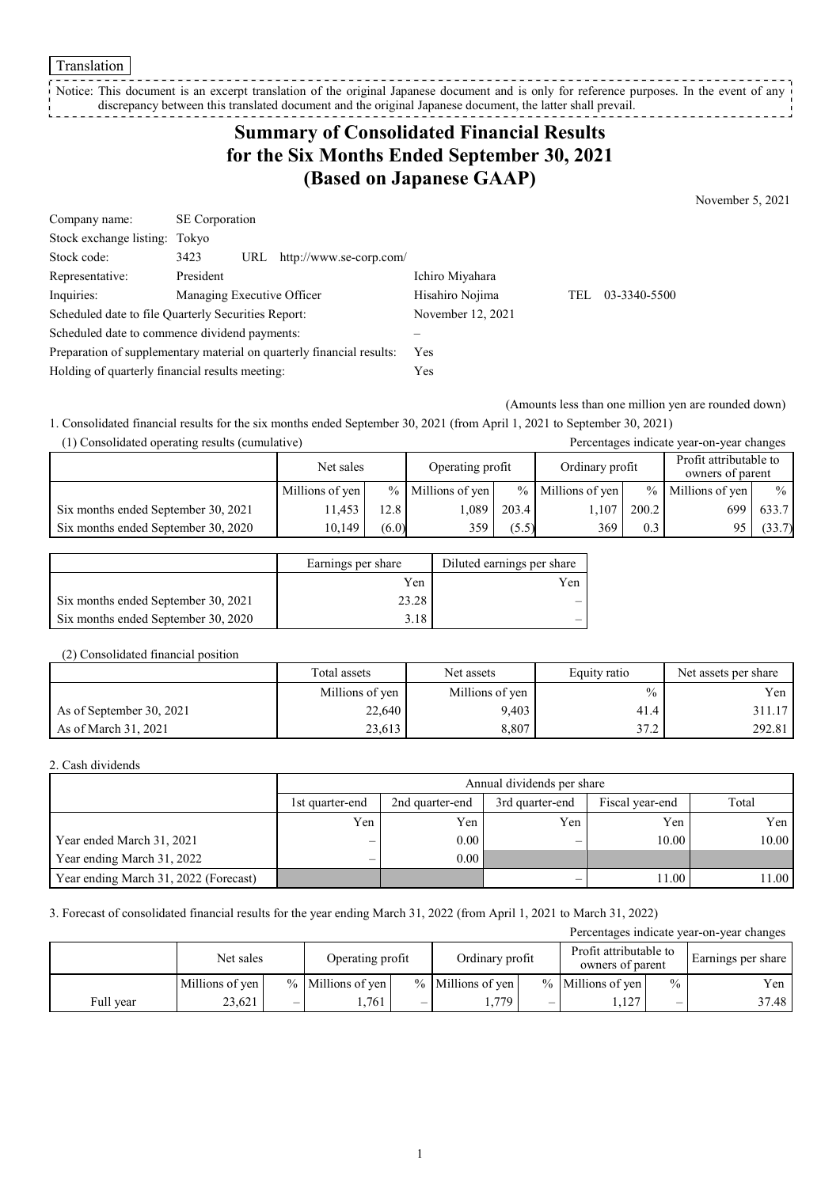Translation

Notice: This document is an excerpt translation of the original Japanese document and is only for reference purposes. In the event of any discrepancy between this translated document and the original Japanese document, the latter shall prevail.

# Summary of Consolidated Financial Results for the Six Months Ended September 30, 2021 (Based on Japanese GAAP)

November 5, 2021

| | | | |
|---|---|---|---|
| Company name: | SE Corporation | | |
| Stock exchange listing: | Tokyo | | |
| Stock code: | 3423 URL http://www.se-corp.com/ | | |
| Representative: | President | Ichiro Miyahara | |
| Inquiries: | Managing Executive Officer | Hisahiro Nojima | TEL 03-3340-5500 |
| Scheduled date to file Quarterly Securities Report: | | November 12, 2021 | |
| Scheduled date to commence dividend payments: | | – | |
| Preparation of supplementary material on quarterly financial results: | | Yes | |
| Holding of quarterly financial results meeting: | | Yes | |

(Amounts less than one million yen are rounded down)

1. Consolidated financial results for the six months ended September 30, 2021 (from April 1, 2021 to September 30, 2021)

(1) Consolidated operating results (cumulative)

Percentages indicate year-on-year changes

| | Net sales | | Operating profit | | Ordinary profit | | Profit attributable to owners of parent | |
|---|---|---|---|---|---|---|---|---|
| | Millions of yen | % | Millions of yen | % | Millions of yen | % | Millions of yen | % |
| Six months ended September 30, 2021 | 11,453 | 12.8 | 1,089 | 203.4 | 1,107 | 200.2 | 699 | 633.7 |
| Six months ended September 30, 2020 | 10,149 | (6.0) | 359 | (5.5) | 369 | 0.3 | 95 | (33.7) |

| | Earnings per share | Diluted earnings per share |
|---|---|---|
| | Yen | Yen |
| Six months ended September 30, 2021 | 23.28 | – |
| Six months ended September 30, 2020 | 3.18 | – |

(2) Consolidated financial position

| | Total assets | Net assets | Equity ratio | Net assets per share |
|---|---|---|---|---|
| | Millions of yen | Millions of yen | % | Yen |
| As of September 30, 2021 | 22,640 | 9,403 | 41.4 | 311.17 |
| As of March 31, 2021 | 23,613 | 8,807 | 37.2 | 292.81 |

2. Cash dividends

| | Annual dividends per share | | | | |
|---|---|---|---|---|---|
| | 1st quarter-end | 2nd quarter-end | 3rd quarter-end | Fiscal year-end | Total |
| | Yen | Yen | Yen | Yen | Yen |
| Year ended March 31, 2021 | – | 0.00 | – | 10.00 | 10.00 |
| Year ending March 31, 2022 | – | 0.00 | | | |
| Year ending March 31, 2022 (Forecast) | | | – | 11.00 | 11.00 |

3. Forecast of consolidated financial results for the year ending March 31, 2022 (from April 1, 2021 to March 31, 2022)

Percentages indicate year-on-year changes

| | Net sales | | Operating profit | | Ordinary profit | | Profit attributable to owners of parent | | Earnings per share |
|---|---|---|---|---|---|---|---|---|---|
| | Millions of yen | % | Millions of yen | % | Millions of yen | % | Millions of yen | % | Yen |
| Full year | 23,621 | – | 1,761 | – | 1,779 | – | 1,127 | – | 37.48 |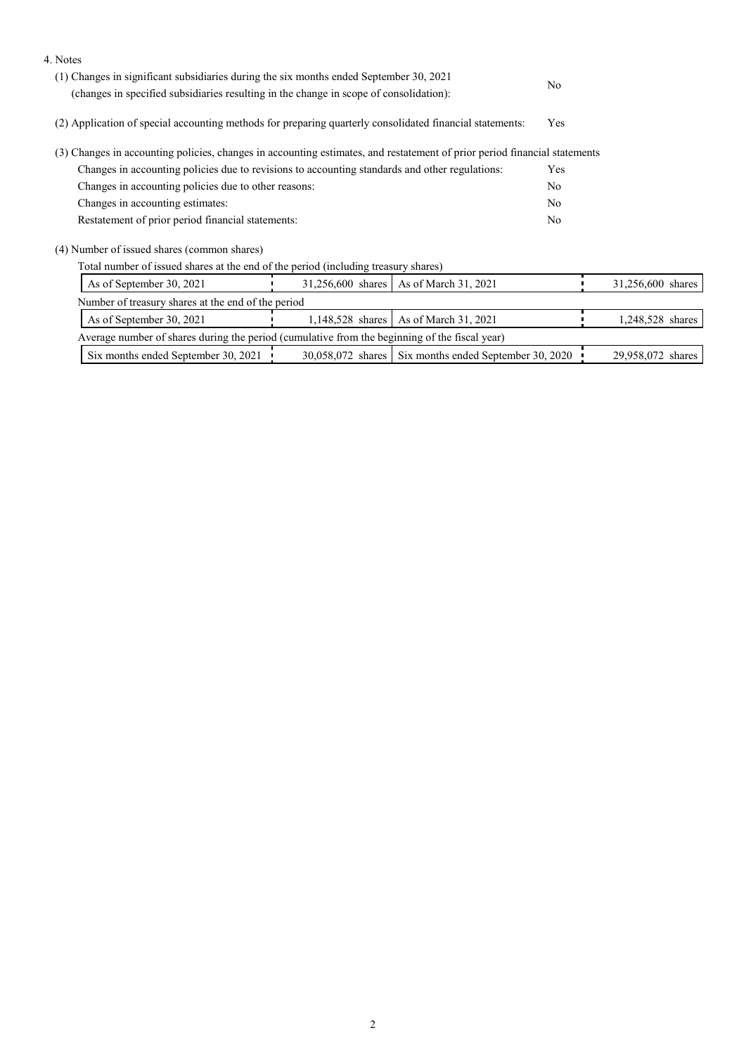4. Notes

(1) Changes in significant subsidiaries during the six months ended September 30, 2021 (changes in specified subsidiaries resulting in the change in scope of consolidation): No

(2) Application of special accounting methods for preparing quarterly consolidated financial statements: Yes

(3) Changes in accounting policies, changes in accounting estimates, and restatement of prior period financial statements

| | |
|---|---|
| Changes in accounting policies due to revisions to accounting standards and other regulations: | Yes |
| Changes in accounting policies due to other reasons: | No |
| Changes in accounting estimates: | No |
| Restatement of prior period financial statements: | No |

(4) Number of issued shares (common shares)

Total number of issued shares at the end of the period (including treasury shares)

| | | | |
|---|---|---|---|
| As of September 30, 2021 | 31,256,600 shares | As of March 31, 2021 | 31,256,600 shares |

Number of treasury shares at the end of the period

| | | | |
|---|---|---|---|
| As of September 30, 2021 | 1,148,528 shares | As of March 31, 2021 | 1,248,528 shares |

Average number of shares during the period (cumulative from the beginning of the fiscal year)

| | | | |
|---|---|---|---|
| Six months ended September 30, 2021 | 30,058,072 shares | Six months ended September 30, 2020 | 29,958,072 shares |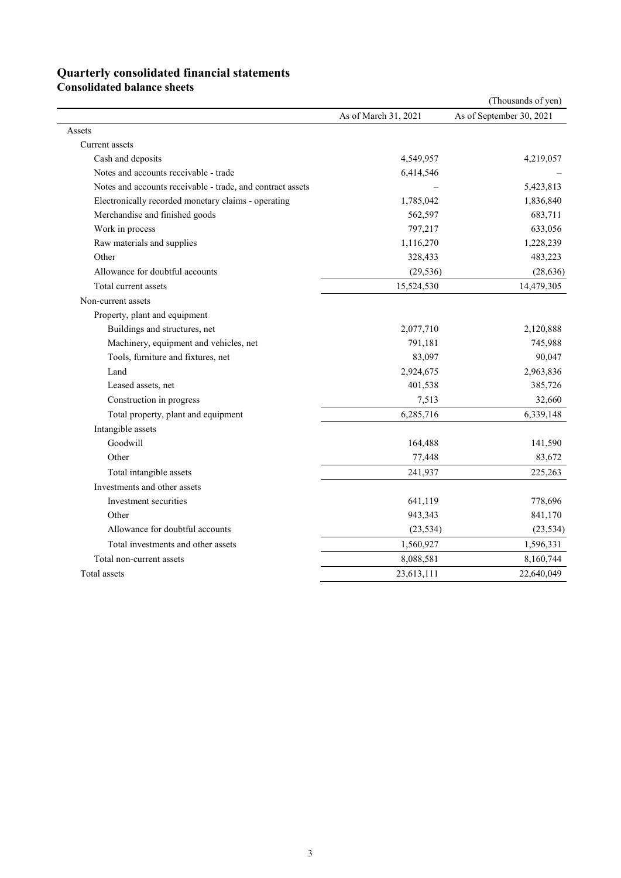# Quarterly consolidated financial statements

## Consolidated balance sheets

(Thousands of yen)

| | As of March 31, 2021 | As of September 30, 2021 |
|---|---|---|
| Assets | | |
| Current assets | | |
| Cash and deposits | 4,549,957 | 4,219,057 |
| Notes and accounts receivable - trade | 6,414,546 | – |
| Notes and accounts receivable - trade, and contract assets | – | 5,423,813 |
| Electronically recorded monetary claims - operating | 1,785,042 | 1,836,840 |
| Merchandise and finished goods | 562,597 | 683,711 |
| Work in process | 797,217 | 633,056 |
| Raw materials and supplies | 1,116,270 | 1,228,239 |
| Other | 328,433 | 483,223 |
| Allowance for doubtful accounts | (29,536) | (28,636) |
| Total current assets | 15,524,530 | 14,479,305 |
| Non-current assets | | |
| Property, plant and equipment | | |
| Buildings and structures, net | 2,077,710 | 2,120,888 |
| Machinery, equipment and vehicles, net | 791,181 | 745,988 |
| Tools, furniture and fixtures, net | 83,097 | 90,047 |
| Land | 2,924,675 | 2,963,836 |
| Leased assets, net | 401,538 | 385,726 |
| Construction in progress | 7,513 | 32,660 |
| Total property, plant and equipment | 6,285,716 | 6,339,148 |
| Intangible assets | | |
| Goodwill | 164,488 | 141,590 |
| Other | 77,448 | 83,672 |
| Total intangible assets | 241,937 | 225,263 |
| Investments and other assets | | |
| Investment securities | 641,119 | 778,696 |
| Other | 943,343 | 841,170 |
| Allowance for doubtful accounts | (23,534) | (23,534) |
| Total investments and other assets | 1,560,927 | 1,596,331 |
| Total non-current assets | 8,088,581 | 8,160,744 |
| Total assets | 23,613,111 | 22,640,049 |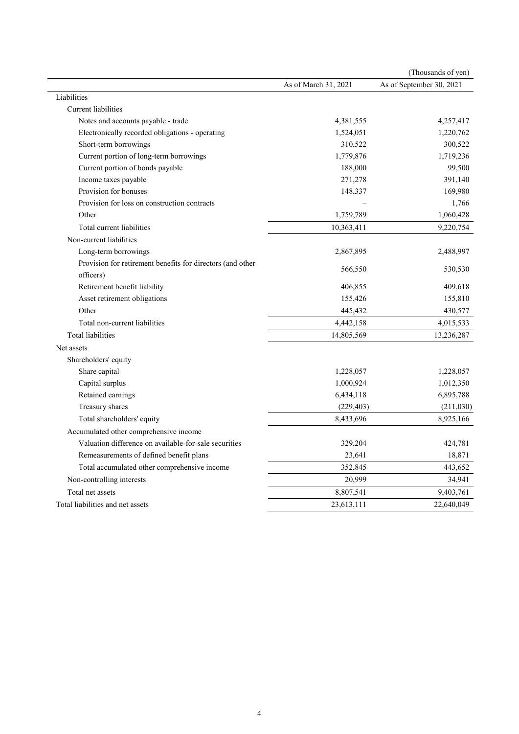(Thousands of yen)

| | As of March 31, 2021 | As of September 30, 2021 |
|---|---|---|
| Liabilities | | |
| Current liabilities | | |
| Notes and accounts payable - trade | 4,381,555 | 4,257,417 |
| Electronically recorded obligations - operating | 1,524,051 | 1,220,762 |
| Short-term borrowings | 310,522 | 300,522 |
| Current portion of long-term borrowings | 1,779,876 | 1,719,236 |
| Current portion of bonds payable | 188,000 | 99,500 |
| Income taxes payable | 271,278 | 391,140 |
| Provision for bonuses | 148,337 | 169,980 |
| Provision for loss on construction contracts | – | 1,766 |
| Other | 1,759,789 | 1,060,428 |
| Total current liabilities | 10,363,411 | 9,220,754 |
| Non-current liabilities | | |
| Long-term borrowings | 2,867,895 | 2,488,997 |
| Provision for retirement benefits for directors (and other officers) | 566,550 | 530,530 |
| Retirement benefit liability | 406,855 | 409,618 |
| Asset retirement obligations | 155,426 | 155,810 |
| Other | 445,432 | 430,577 |
| Total non-current liabilities | 4,442,158 | 4,015,533 |
| Total liabilities | 14,805,569 | 13,236,287 |
| Net assets | | |
| Shareholders' equity | | |
| Share capital | 1,228,057 | 1,228,057 |
| Capital surplus | 1,000,924 | 1,012,350 |
| Retained earnings | 6,434,118 | 6,895,788 |
| Treasury shares | (229,403) | (211,030) |
| Total shareholders' equity | 8,433,696 | 8,925,166 |
| Accumulated other comprehensive income | | |
| Valuation difference on available-for-sale securities | 329,204 | 424,781 |
| Remeasurements of defined benefit plans | 23,641 | 18,871 |
| Total accumulated other comprehensive income | 352,845 | 443,652 |
| Non-controlling interests | 20,999 | 34,941 |
| Total net assets | 8,807,541 | 9,403,761 |
| Total liabilities and net assets | 23,613,111 | 22,640,049 |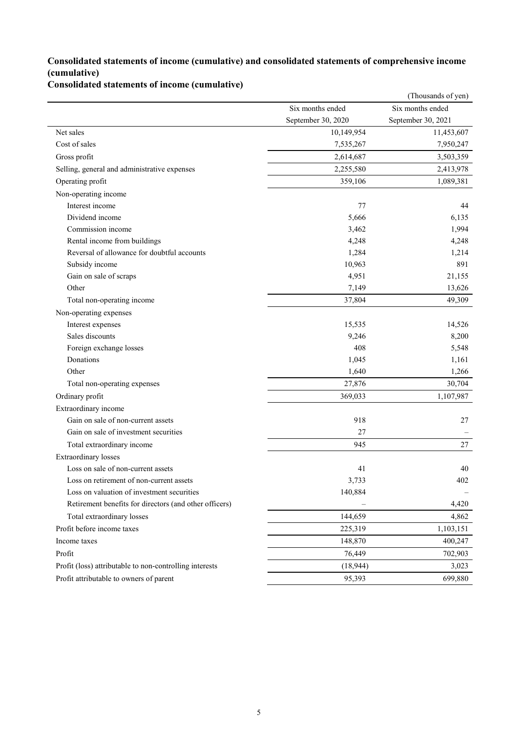## Consolidated statements of income (cumulative) and consolidated statements of comprehensive income (cumulative)

### Consolidated statements of income (cumulative)

(Thousands of yen)

| | Six months ended September 30, 2020 | Six months ended September 30, 2021 |
|---|---|---|
| Net sales | 10,149,954 | 11,453,607 |
| Cost of sales | 7,535,267 | 7,950,247 |
| Gross profit | 2,614,687 | 3,503,359 |
| Selling, general and administrative expenses | 2,255,580 | 2,413,978 |
| Operating profit | 359,106 | 1,089,381 |
| Non-operating income | | |
| Interest income | 77 | 44 |
| Dividend income | 5,666 | 6,135 |
| Commission income | 3,462 | 1,994 |
| Rental income from buildings | 4,248 | 4,248 |
| Reversal of allowance for doubtful accounts | 1,284 | 1,214 |
| Subsidy income | 10,963 | 891 |
| Gain on sale of scraps | 4,951 | 21,155 |
| Other | 7,149 | 13,626 |
| Total non-operating income | 37,804 | 49,309 |
| Non-operating expenses | | |
| Interest expenses | 15,535 | 14,526 |
| Sales discounts | 9,246 | 8,200 |
| Foreign exchange losses | 408 | 5,548 |
| Donations | 1,045 | 1,161 |
| Other | 1,640 | 1,266 |
| Total non-operating expenses | 27,876 | 30,704 |
| Ordinary profit | 369,033 | 1,107,987 |
| Extraordinary income | | |
| Gain on sale of non-current assets | 918 | 27 |
| Gain on sale of investment securities | 27 | – |
| Total extraordinary income | 945 | 27 |
| Extraordinary losses | | |
| Loss on sale of non-current assets | 41 | 40 |
| Loss on retirement of non-current assets | 3,733 | 402 |
| Loss on valuation of investment securities | 140,884 | – |
| Retirement benefits for directors (and other officers) | – | 4,420 |
| Total extraordinary losses | 144,659 | 4,862 |
| Profit before income taxes | 225,319 | 1,103,151 |
| Income taxes | 148,870 | 400,247 |
| Profit | 76,449 | 702,903 |
| Profit (loss) attributable to non-controlling interests | (18,944) | 3,023 |
| Profit attributable to owners of parent | 95,393 | 699,880 |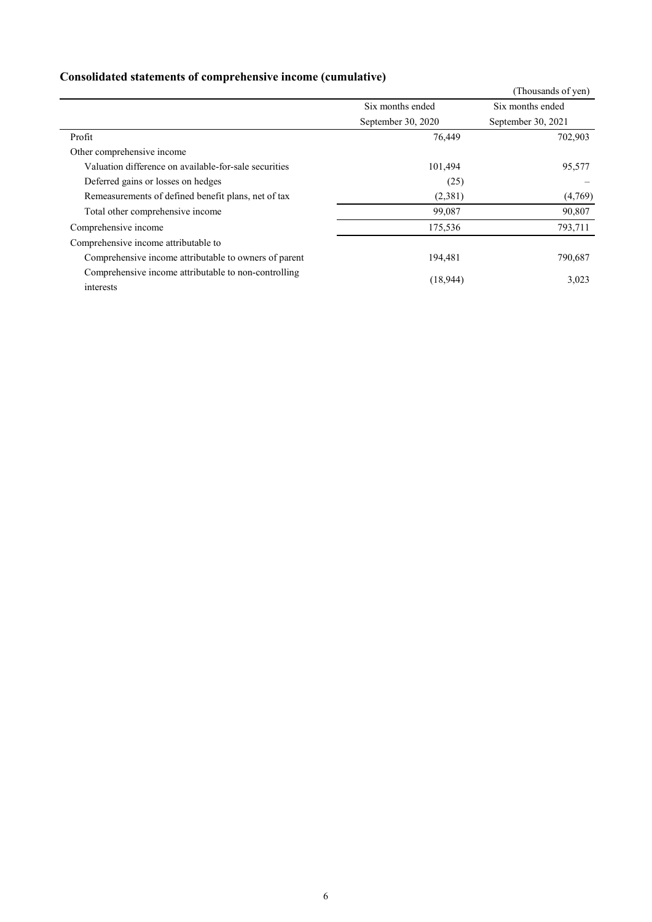## Consolidated statements of comprehensive income (cumulative)

(Thousands of yen)

| | Six months ended September 30, 2020 | Six months ended September 30, 2021 |
|---|---|---|
| Profit | 76,449 | 702,903 |
| Other comprehensive income | | |
| Valuation difference on available-for-sale securities | 101,494 | 95,577 |
| Deferred gains or losses on hedges | (25) | – |
| Remeasurements of defined benefit plans, net of tax | (2,381) | (4,769) |
| Total other comprehensive income | 99,087 | 90,807 |
| Comprehensive income | 175,536 | 793,711 |
| Comprehensive income attributable to | | |
| Comprehensive income attributable to owners of parent | 194,481 | 790,687 |
| Comprehensive income attributable to non-controlling interests | (18,944) | 3,023 |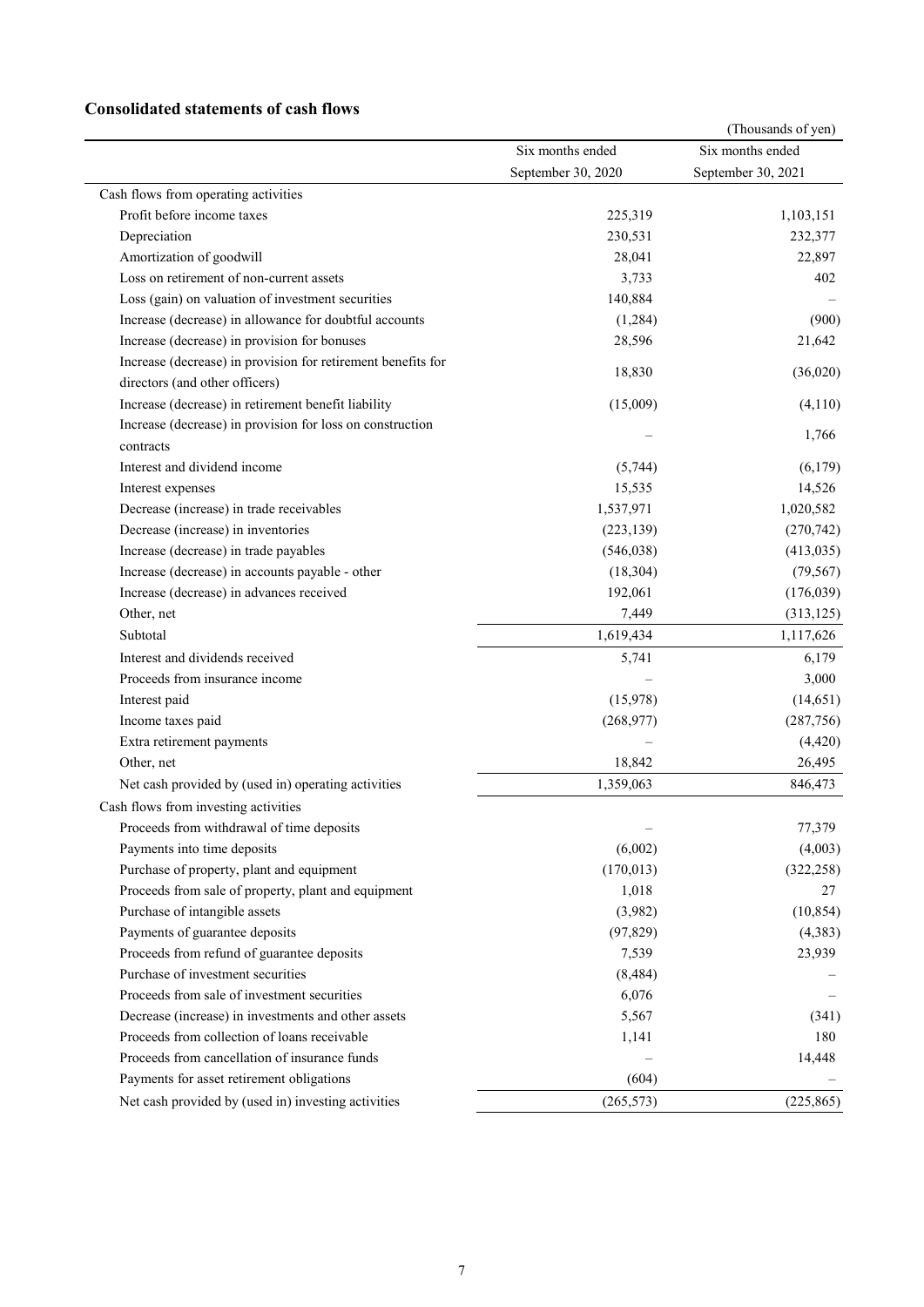## Consolidated statements of cash flows

(Thousands of yen)

| | Six months ended September 30, 2020 | Six months ended September 30, 2021 |
|---|---|---|
| Cash flows from operating activities | | |
| Profit before income taxes | 225,319 | 1,103,151 |
| Depreciation | 230,531 | 232,377 |
| Amortization of goodwill | 28,041 | 22,897 |
| Loss on retirement of non-current assets | 3,733 | 402 |
| Loss (gain) on valuation of investment securities | 140,884 | – |
| Increase (decrease) in allowance for doubtful accounts | (1,284) | (900) |
| Increase (decrease) in provision for bonuses | 28,596 | 21,642 |
| Increase (decrease) in provision for retirement benefits for directors (and other officers) | 18,830 | (36,020) |
| Increase (decrease) in retirement benefit liability | (15,009) | (4,110) |
| Increase (decrease) in provision for loss on construction contracts | – | 1,766 |
| Interest and dividend income | (5,744) | (6,179) |
| Interest expenses | 15,535 | 14,526 |
| Decrease (increase) in trade receivables | 1,537,971 | 1,020,582 |
| Decrease (increase) in inventories | (223,139) | (270,742) |
| Increase (decrease) in trade payables | (546,038) | (413,035) |
| Increase (decrease) in accounts payable - other | (18,304) | (79,567) |
| Increase (decrease) in advances received | 192,061 | (176,039) |
| Other, net | 7,449 | (313,125) |
| Subtotal | 1,619,434 | 1,117,626 |
| Interest and dividends received | 5,741 | 6,179 |
| Proceeds from insurance income | – | 3,000 |
| Interest paid | (15,978) | (14,651) |
| Income taxes paid | (268,977) | (287,756) |
| Extra retirement payments | – | (4,420) |
| Other, net | 18,842 | 26,495 |
| Net cash provided by (used in) operating activities | 1,359,063 | 846,473 |
| Cash flows from investing activities | | |
| Proceeds from withdrawal of time deposits | – | 77,379 |
| Payments into time deposits | (6,002) | (4,003) |
| Purchase of property, plant and equipment | (170,013) | (322,258) |
| Proceeds from sale of property, plant and equipment | 1,018 | 27 |
| Purchase of intangible assets | (3,982) | (10,854) |
| Payments of guarantee deposits | (97,829) | (4,383) |
| Proceeds from refund of guarantee deposits | 7,539 | 23,939 |
| Purchase of investment securities | (8,484) | – |
| Proceeds from sale of investment securities | 6,076 | – |
| Decrease (increase) in investments and other assets | 5,567 | (341) |
| Proceeds from collection of loans receivable | 1,141 | 180 |
| Proceeds from cancellation of insurance funds | – | 14,448 |
| Payments for asset retirement obligations | (604) | – |
| Net cash provided by (used in) investing activities | (265,573) | (225,865) |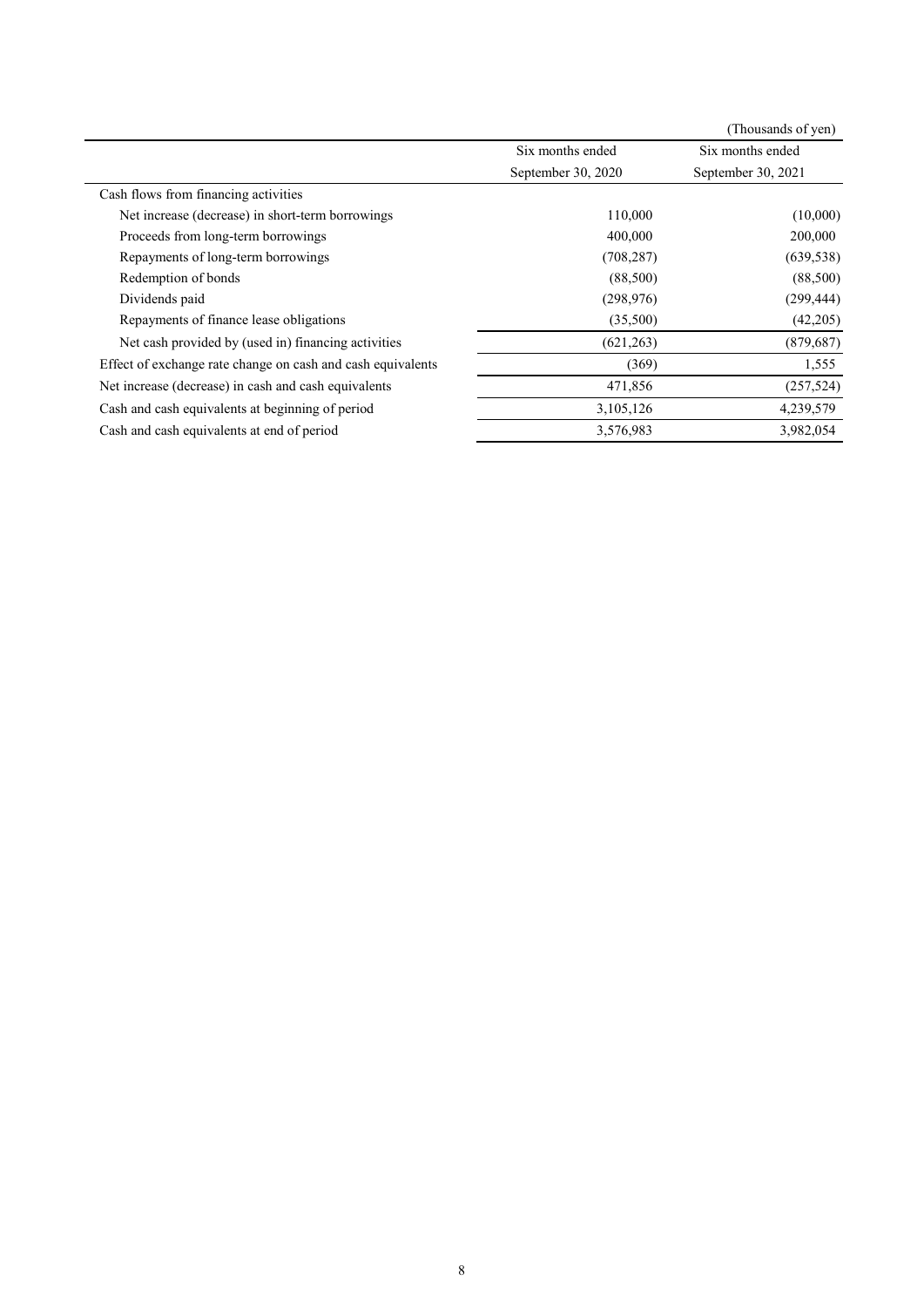(Thousands of yen)

| | Six months ended September 30, 2020 | Six months ended September 30, 2021 |
| --- | --- | --- |
| Cash flows from financing activities | | |
| Net increase (decrease) in short-term borrowings | 110,000 | (10,000) |
| Proceeds from long-term borrowings | 400,000 | 200,000 |
| Repayments of long-term borrowings | (708,287) | (639,538) |
| Redemption of bonds | (88,500) | (88,500) |
| Dividends paid | (298,976) | (299,444) |
| Repayments of finance lease obligations | (35,500) | (42,205) |
| Net cash provided by (used in) financing activities | (621,263) | (879,687) |
| Effect of exchange rate change on cash and cash equivalents | (369) | 1,555 |
| Net increase (decrease) in cash and cash equivalents | 471,856 | (257,524) |
| Cash and cash equivalents at beginning of period | 3,105,126 | 4,239,579 |
| Cash and cash equivalents at end of period | 3,576,983 | 3,982,054 |